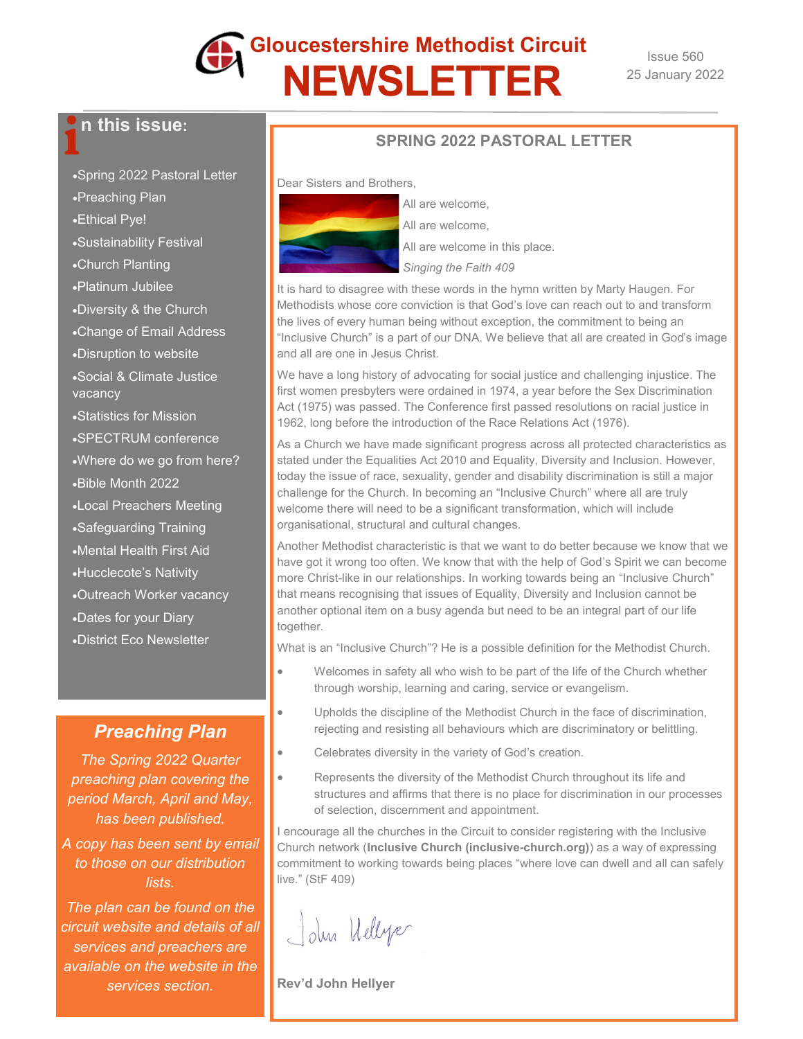# Gloucestershire Methodist Circuit NEWSLETTER

Issue 560
25 January 2022

## In this issue:

- Spring 2022 Pastoral Letter
- Preaching Plan
- Ethical Pye!
- Sustainability Festival
- Church Planting
- Platinum Jubilee
- Diversity & the Church
- Change of Email Address
- Disruption to website
- Social & Climate Justice vacancy
- Statistics for Mission
- SPECTRUM conference
- Where do we go from here?
- Bible Month 2022
- Local Preachers Meeting
- Safeguarding Training
- Mental Health First Aid
- Hucclecote's Nativity
- Outreach Worker vacancy
- Dates for your Diary
- District Eco Newsletter

## Preaching Plan

*The Spring 2022 Quarter preaching plan covering the period March, April and May, has been published.*

*A copy has been sent by email to those on our distribution lists.*

*The plan can be found on the circuit website and details of all services and preachers are available on the website in the services section.*

## SPRING 2022 PASTORAL LETTER

Dear Sisters and Brothers,

All are welcome,
All are welcome,
All are welcome in this place.
*Singing the Faith 409*

It is hard to disagree with these words in the hymn written by Marty Haugen. For Methodists whose core conviction is that God's love can reach out to and transform the lives of every human being without exception, the commitment to being an "Inclusive Church" is a part of our DNA. We believe that all are created in God's image and all are one in Jesus Christ.

We have a long history of advocating for social justice and challenging injustice. The first women presbyters were ordained in 1974, a year before the Sex Discrimination Act (1975) was passed. The Conference first passed resolutions on racial justice in 1962, long before the introduction of the Race Relations Act (1976).

As a Church we have made significant progress across all protected characteristics as stated under the Equalities Act 2010 and Equality, Diversity and Inclusion. However, today the issue of race, sexuality, gender and disability discrimination is still a major challenge for the Church. In becoming an "Inclusive Church" where all are truly welcome there will need to be a significant transformation, which will include organisational, structural and cultural changes.

Another Methodist characteristic is that we want to do better because we know that we have got it wrong too often. We know that with the help of God's Spirit we can become more Christ-like in our relationships. In working towards being an "Inclusive Church" that means recognising that issues of Equality, Diversity and Inclusion cannot be another optional item on a busy agenda but need to be an integral part of our life together.

What is an "Inclusive Church"? He is a possible definition for the Methodist Church.

- Welcomes in safety all who wish to be part of the life of the Church whether through worship, learning and caring, service or evangelism.
- Upholds the discipline of the Methodist Church in the face of discrimination, rejecting and resisting all behaviours which are discriminatory or belittling.
- Celebrates diversity in the variety of God's creation.
- Represents the diversity of the Methodist Church throughout its life and structures and affirms that there is no place for discrimination in our processes of selection, discernment and appointment.

I encourage all the churches in the Circuit to consider registering with the Inclusive Church network (**Inclusive Church (inclusive-church.org)**) as a way of expressing commitment to working towards being places "where love can dwell and all can safely live." (StF 409)

John Hellyer

**Rev'd John Hellyer**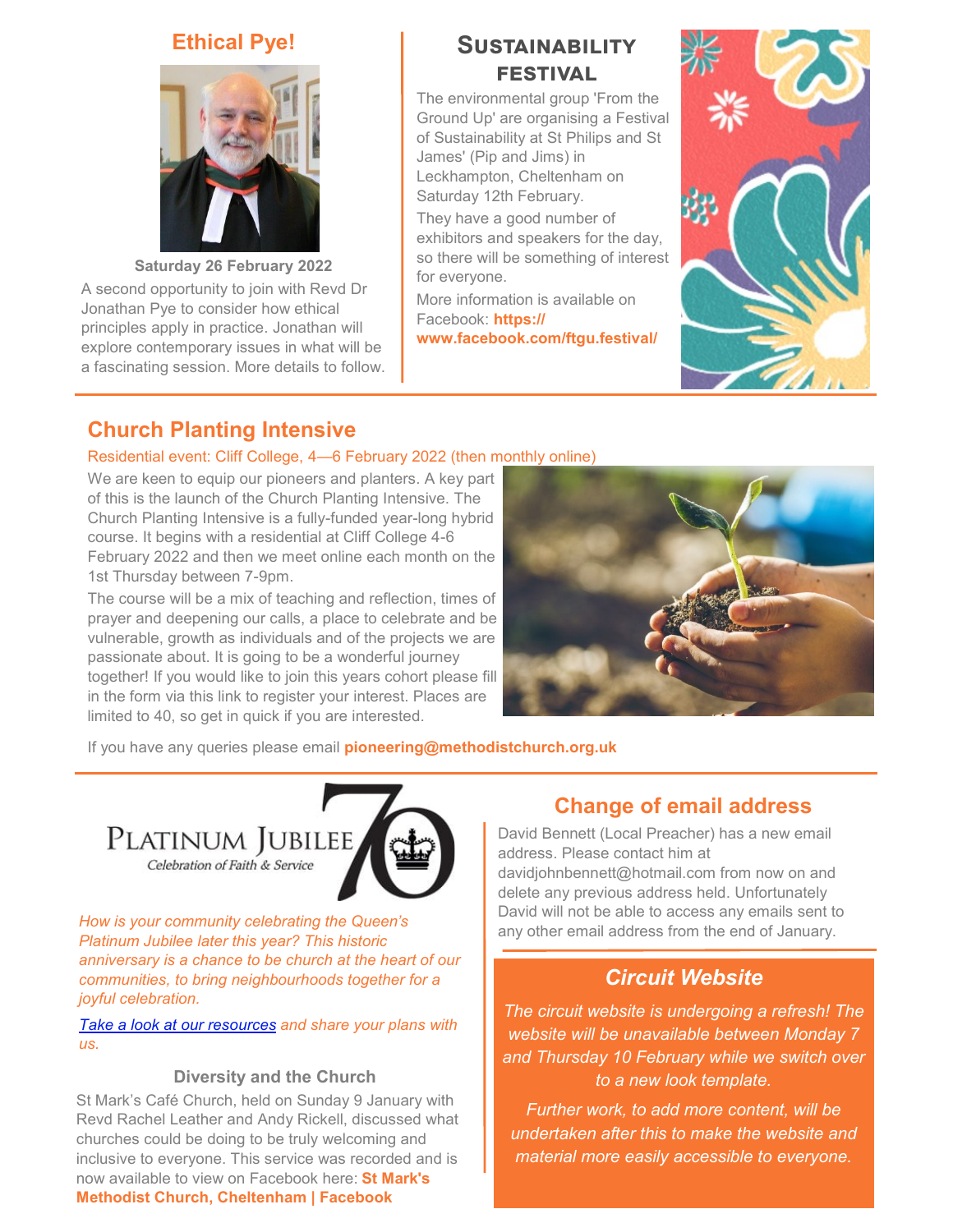## Ethical Pye!

**Saturday 26 February 2022**

A second opportunity to join with Revd Dr Jonathan Pye to consider how ethical principles apply in practice. Jonathan will explore contemporary issues in what will be a fascinating session. More details to follow.

## Sustainability festival

The environmental group 'From the Ground Up' are organising a Festival of Sustainability at St Philips and St James' (Pip and Jims) in Leckhampton, Cheltenham on Saturday 12th February.

They have a good number of exhibitors and speakers for the day, so there will be something of interest for everyone.

More information is available on Facebook: **https://www.facebook.com/ftgu.festival/**

## Church Planting Intensive

Residential event: Cliff College, 4—6 February 2022 (then monthly online)

We are keen to equip our pioneers and planters. A key part of this is the launch of the Church Planting Intensive. The Church Planting Intensive is a fully-funded year-long hybrid course. It begins with a residential at Cliff College 4-6 February 2022 and then we meet online each month on the 1st Thursday between 7-9pm.

The course will be a mix of teaching and reflection, times of prayer and deepening our calls, a place to celebrate and be vulnerable, growth as individuals and of the projects we are passionate about. It is going to be a wonderful journey together! If you would like to join this years cohort please fill in the form via this link to register your interest. Places are limited to 40, so get in quick if you are interested.

If you have any queries please email **pioneering@methodistchurch.org.uk**

PLATINUM JUBILEE 70

Celebration of Faith & Service

*How is your community celebrating the Queen's Platinum Jubilee later this year? This historic anniversary is a chance to be church at the heart of our communities, to bring neighbourhoods together for a joyful celebration.*

*Take a look at our resources and share your plans with us.*

### Diversity and the Church

St Mark's Café Church, held on Sunday 9 January with Revd Rachel Leather and Andy Rickell, discussed what churches could be doing to be truly welcoming and inclusive to everyone. This service was recorded and is now available to view on Facebook here: **St Mark's Methodist Church, Cheltenham | Facebook**

## Change of email address

David Bennett (Local Preacher) has a new email address. Please contact him at davidjohnbennett@hotmail.com from now on and delete any previous address held. Unfortunately David will not be able to access any emails sent to any other email address from the end of January.

## *Circuit Website*

*The circuit website is undergoing a refresh! The website will be unavailable between Monday 7 and Thursday 10 February while we switch over to a new look template.*

*Further work, to add more content, will be undertaken after this to make the website and material more easily accessible to everyone.*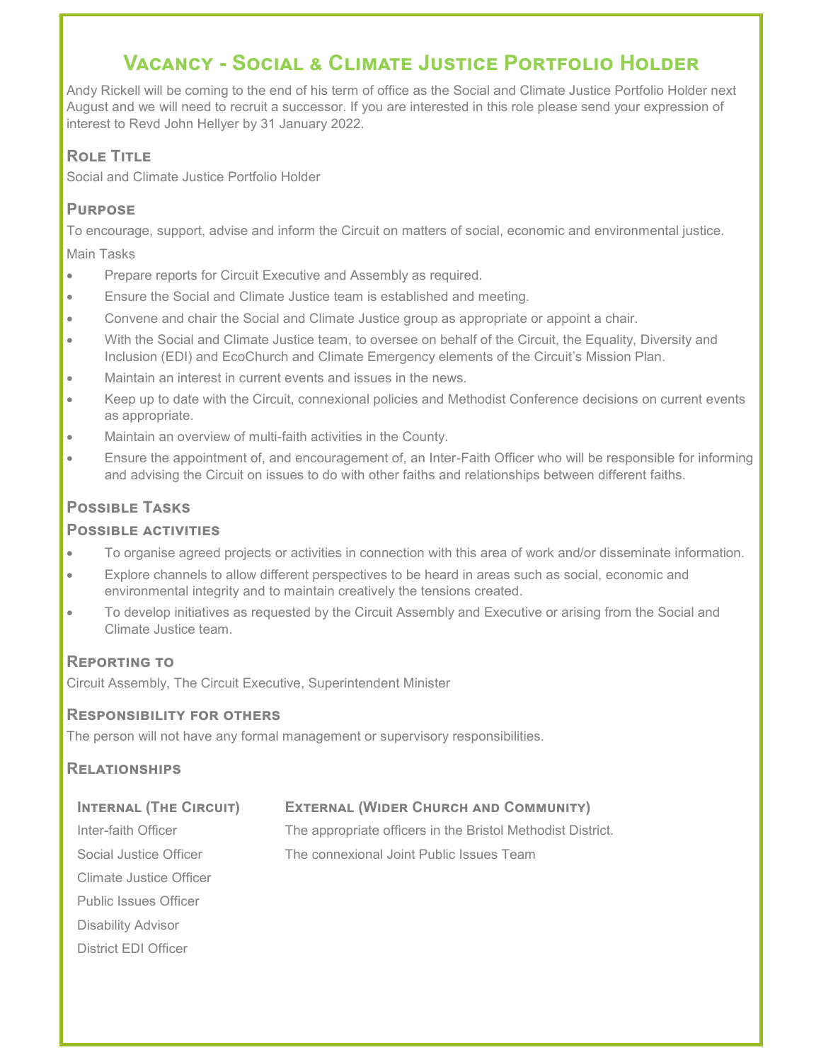# Vacancy - Social & Climate Justice Portfolio Holder

Andy Rickell will be coming to the end of his term of office as the Social and Climate Justice Portfolio Holder next August and we will need to recruit a successor. If you are interested in this role please send your expression of interest to Revd John Hellyer by 31 January 2022.

## Role Title

Social and Climate Justice Portfolio Holder

## Purpose

To encourage, support, advise and inform the Circuit on matters of social, economic and environmental justice.

Main Tasks

- Prepare reports for Circuit Executive and Assembly as required.
- Ensure the Social and Climate Justice team is established and meeting.
- Convene and chair the Social and Climate Justice group as appropriate or appoint a chair.
- With the Social and Climate Justice team, to oversee on behalf of the Circuit, the Equality, Diversity and Inclusion (EDI) and EcoChurch and Climate Emergency elements of the Circuit's Mission Plan.
- Maintain an interest in current events and issues in the news.
- Keep up to date with the Circuit, connexional policies and Methodist Conference decisions on current events as appropriate.
- Maintain an overview of multi-faith activities in the County.
- Ensure the appointment of, and encouragement of, an Inter-Faith Officer who will be responsible for informing and advising the Circuit on issues to do with other faiths and relationships between different faiths.

## Possible Tasks

### Possible activities

- To organise agreed projects or activities in connection with this area of work and/or disseminate information.
- Explore channels to allow different perspectives to be heard in areas such as social, economic and environmental integrity and to maintain creatively the tensions created.
- To develop initiatives as requested by the Circuit Assembly and Executive or arising from the Social and Climate Justice team.

## Reporting to

Circuit Assembly, The Circuit Executive, Superintendent Minister

## Responsibility for others

The person will not have any formal management or supervisory responsibilities.

## Relationships

| Internal (The Circuit) | External (Wider Church and Community) |
|---|---|
| Inter-faith Officer | The appropriate officers in the Bristol Methodist District. |
| Social Justice Officer | The connexional Joint Public Issues Team |
| Climate Justice Officer | |
| Public Issues Officer | |
| Disability Advisor | |
| District EDI Officer | |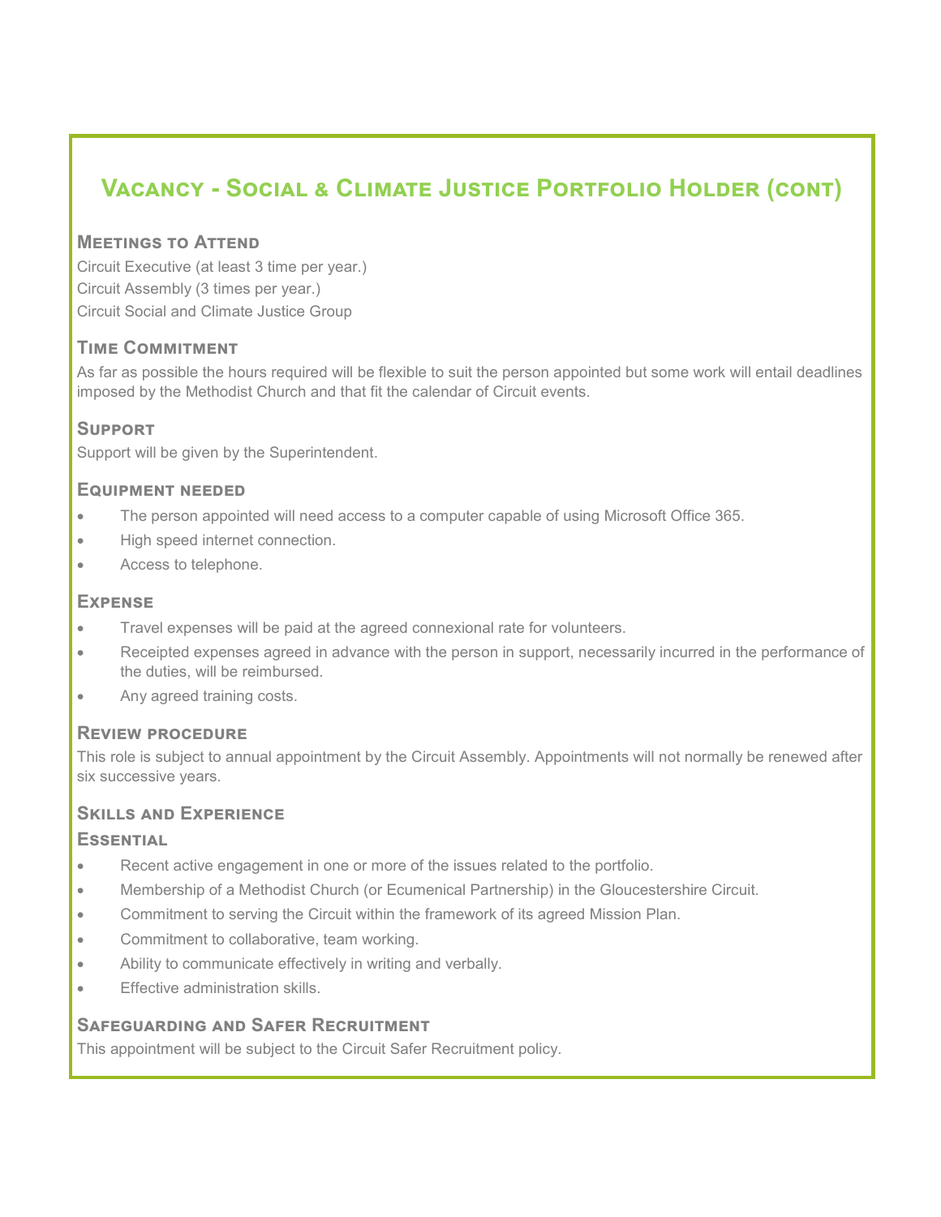# Vacancy - Social & Climate Justice Portfolio Holder (cont)

### Meetings to Attend

Circuit Executive (at least 3 time per year.)
Circuit Assembly (3 times per year.)
Circuit Social and Climate Justice Group

### Time Commitment

As far as possible the hours required will be flexible to suit the person appointed but some work will entail deadlines imposed by the Methodist Church and that fit the calendar of Circuit events.

### Support

Support will be given by the Superintendent.

### Equipment needed

- The person appointed will need access to a computer capable of using Microsoft Office 365.
- High speed internet connection.
- Access to telephone.

### Expense

- Travel expenses will be paid at the agreed connexional rate for volunteers.
- Receipted expenses agreed in advance with the person in support, necessarily incurred in the performance of the duties, will be reimbursed.
- Any agreed training costs.

### Review procedure

This role is subject to annual appointment by the Circuit Assembly. Appointments will not normally be renewed after six successive years.

### Skills and Experience

#### Essential

- Recent active engagement in one or more of the issues related to the portfolio.
- Membership of a Methodist Church (or Ecumenical Partnership) in the Gloucestershire Circuit.
- Commitment to serving the Circuit within the framework of its agreed Mission Plan.
- Commitment to collaborative, team working.
- Ability to communicate effectively in writing and verbally.
- Effective administration skills.

### Safeguarding and Safer Recruitment

This appointment will be subject to the Circuit Safer Recruitment policy.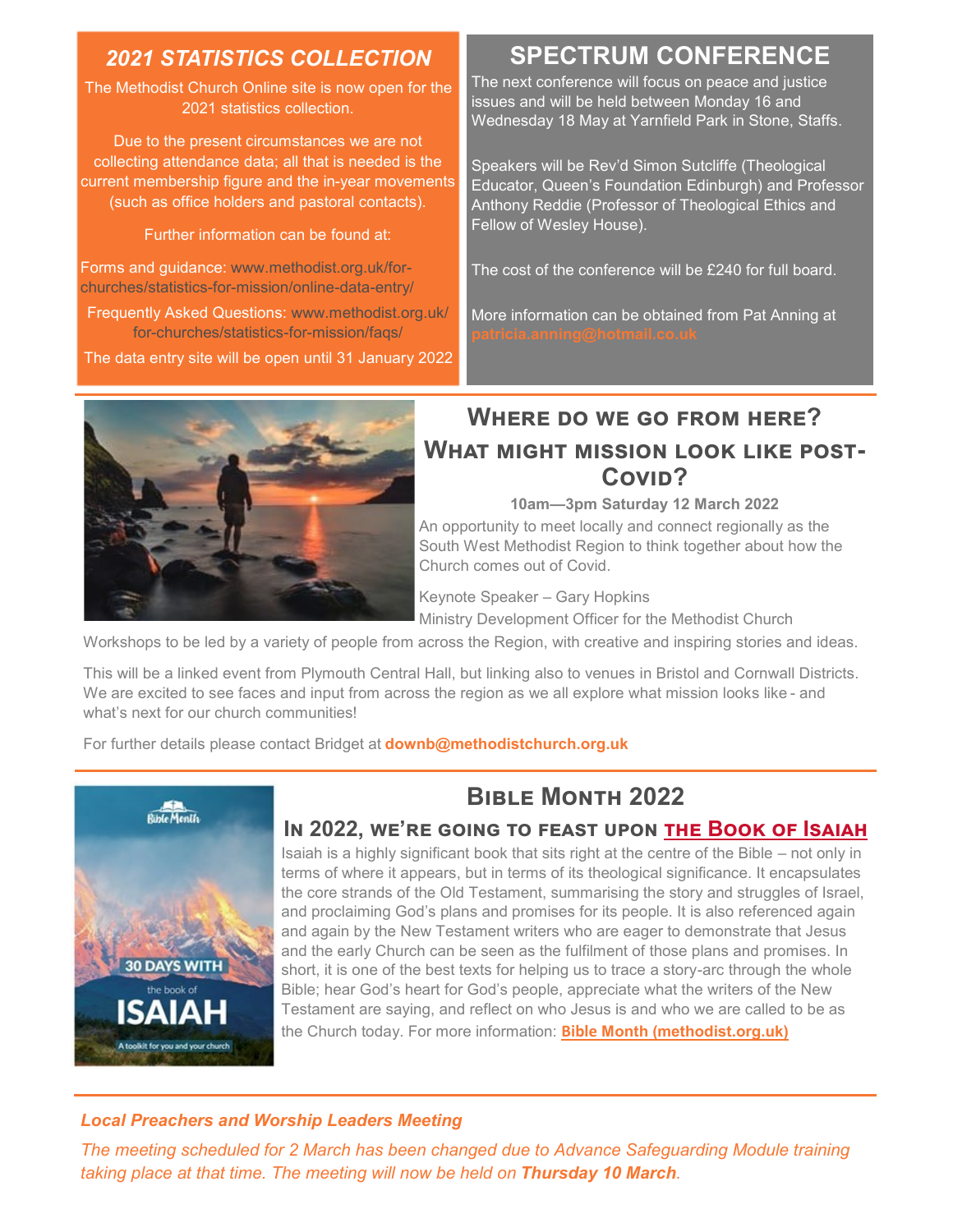## *2021 STATISTICS COLLECTION*

The Methodist Church Online site is now open for the 2021 statistics collection.

Due to the present circumstances we are not collecting attendance data; all that is needed is the current membership figure and the in-year movements (such as office holders and pastoral contacts).

Further information can be found at:

Forms and guidance: www.methodist.org.uk/for-churches/statistics-for-mission/online-data-entry/

Frequently Asked Questions: www.methodist.org.uk/for-churches/statistics-for-mission/faqs/

The data entry site will be open until 31 January 2022

## SPECTRUM CONFERENCE

The next conference will focus on peace and justice issues and will be held between Monday 16 and Wednesday 18 May at Yarnfield Park in Stone, Staffs.

Speakers will be Rev'd Simon Sutcliffe (Theological Educator, Queen's Foundation Edinburgh) and Professor Anthony Reddie (Professor of Theological Ethics and Fellow of Wesley House).

The cost of the conference will be £240 for full board.

More information can be obtained from Pat Anning at patricia.anning@hotmail.co.uk

## Where do we go from here? What might mission look like post-Covid?

**10am—3pm Saturday 12 March 2022**

An opportunity to meet locally and connect regionally as the South West Methodist Region to think together about how the Church comes out of Covid.

Keynote Speaker – Gary Hopkins
Ministry Development Officer for the Methodist Church

Workshops to be led by a variety of people from across the Region, with creative and inspiring stories and ideas.

This will be a linked event from Plymouth Central Hall, but linking also to venues in Bristol and Cornwall Districts. We are excited to see faces and input from across the region as we all explore what mission looks like - and what's next for our church communities!

For further details please contact Bridget at **downb@methodistchurch.org.uk**

## Bible Month 2022

### In 2022, we're going to feast upon the Book of Isaiah

Isaiah is a highly significant book that sits right at the centre of the Bible – not only in terms of where it appears, but in terms of its theological significance. It encapsulates the core strands of the Old Testament, summarising the story and struggles of Israel, and proclaiming God's plans and promises for its people. It is also referenced again and again by the New Testament writers who are eager to demonstrate that Jesus and the early Church can be seen as the fulfilment of those plans and promises. In short, it is one of the best texts for helping us to trace a story-arc through the whole Bible; hear God's heart for God's people, appreciate what the writers of the New Testament are saying, and reflect on who Jesus is and who we are called to be as the Church today. For more information: **Bible Month (methodist.org.uk)**

***Local Preachers and Worship Leaders Meeting***

*The meeting scheduled for 2 March has been changed due to Advance Safeguarding Module training taking place at that time. The meeting will now be held on **Thursday 10 March**.*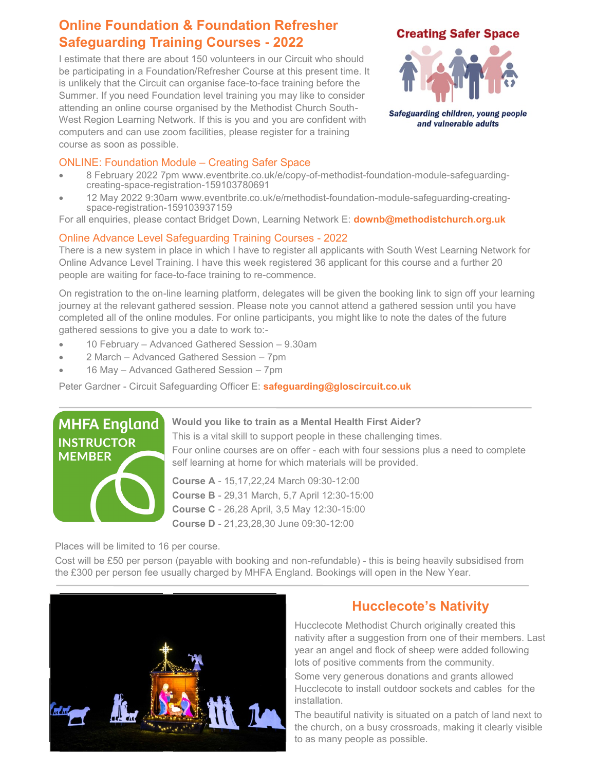## Online Foundation & Foundation Refresher Safeguarding Training Courses - 2022

I estimate that there are about 150 volunteers in our Circuit who should be participating in a Foundation/Refresher Course at this present time. It is unlikely that the Circuit can organise face-to-face training before the Summer. If you need Foundation level training you may like to consider attending an online course organised by the Methodist Church South-West Region Learning Network. If this is you and you are confident with computers and can use zoom facilities, please register for a training course as soon as possible.

**Creating Safer Space**

*Safeguarding children, young people and vulnerable adults*

### ONLINE: Foundation Module – Creating Safer Space

- 8 February 2022 7pm www.eventbrite.co.uk/e/copy-of-methodist-foundation-module-safeguarding-creating-space-registration-159103780691
- 12 May 2022 9:30am www.eventbrite.co.uk/e/methodist-foundation-module-safeguarding-creating-space-registration-159103937159

For all enquiries, please contact Bridget Down, Learning Network E: **downb@methodistchurch.org.uk**

### Online Advance Level Safeguarding Training Courses - 2022

There is a new system in place in which I have to register all applicants with South West Learning Network for Online Advance Level Training. I have this week registered 36 applicant for this course and a further 20 people are waiting for face-to-face training to re-commence.

On registration to the on-line learning platform, delegates will be given the booking link to sign off your learning journey at the relevant gathered session. Please note you cannot attend a gathered session until you have completed all of the online modules. For online participants, you might like to note the dates of the future gathered sessions to give you a date to work to:-

- 10 February – Advanced Gathered Session – 9.30am
- 2 March – Advanced Gathered Session – 7pm
- 16 May – Advanced Gathered Session – 7pm

Peter Gardner - Circuit Safeguarding Officer E: **safeguarding@gloscircuit.co.uk**

---

MHFA England INSTRUCTOR MEMBER

**Would you like to train as a Mental Health First Aider?**

This is a vital skill to support people in these challenging times.

Four online courses are on offer - each with four sessions plus a need to complete self learning at home for which materials will be provided.

**Course A** - 15,17,22,24 March 09:30-12:00
**Course B** - 29,31 March, 5,7 April 12:30-15:00
**Course C** - 26,28 April, 3,5 May 12:30-15:00
**Course D** - 21,23,28,30 June 09:30-12:00

Places will be limited to 16 per course.

Cost will be £50 per person (payable with booking and non-refundable) - this is being heavily subsidised from the £300 per person fee usually charged by MHFA England. Bookings will open in the New Year.

---

## Hucclecote's Nativity

Hucclecote Methodist Church originally created this nativity after a suggestion from one of their members. Last year an angel and flock of sheep were added following lots of positive comments from the community.

Some very generous donations and grants allowed Hucclecote to install outdoor sockets and cables for the installation.

The beautiful nativity is situated on a patch of land next to the church, on a busy crossroads, making it clearly visible to as many people as possible.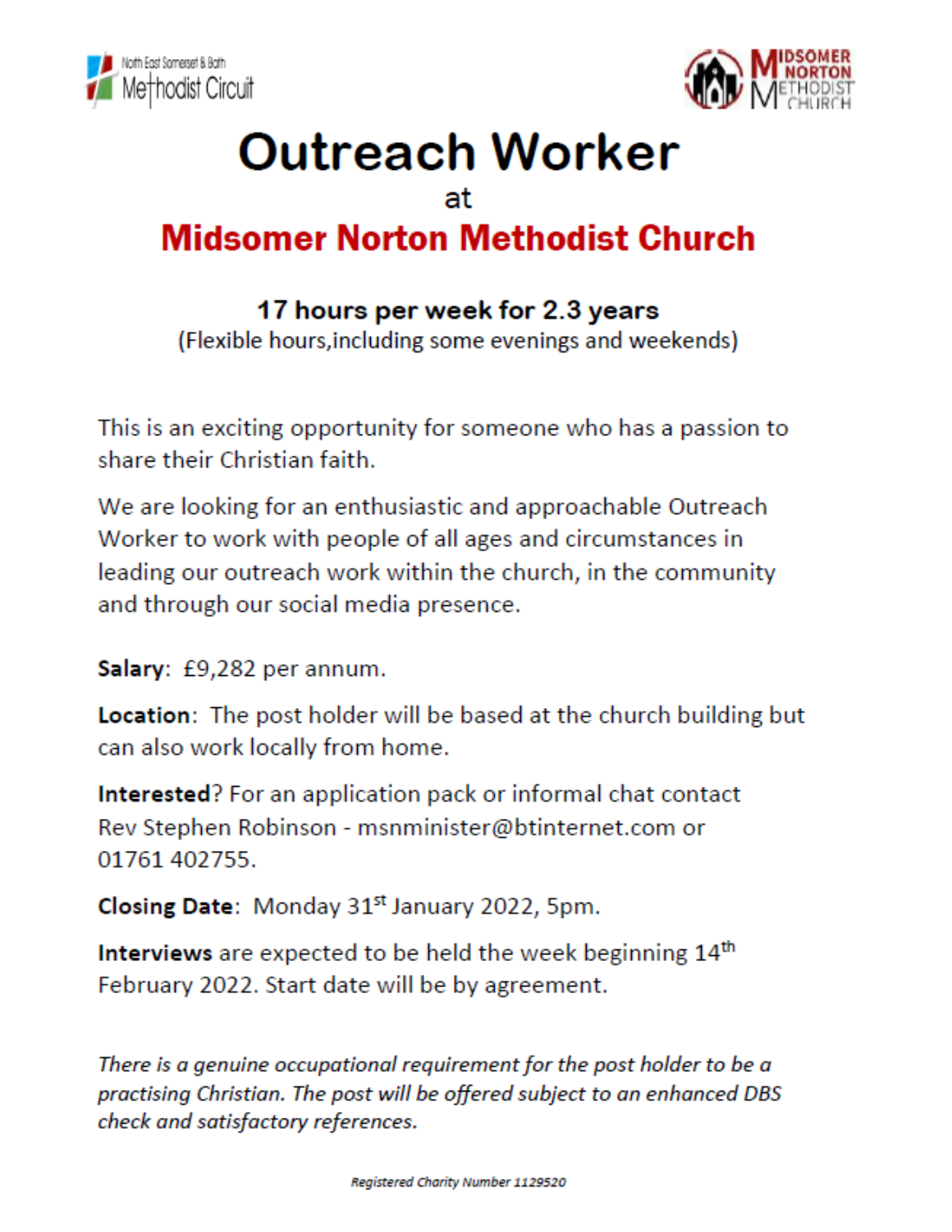North East Somerset & Bath Methodist Circuit

Midsomer Norton Methodist Church

# Outreach Worker

at

## Midsomer Norton Methodist Church

### 17 hours per week for 2.3 years

(Flexible hours,including some evenings and weekends)

This is an exciting opportunity for someone who has a passion to share their Christian faith.

We are looking for an enthusiastic and approachable Outreach Worker to work with people of all ages and circumstances in leading our outreach work within the church, in the community and through our social media presence.

**Salary**: £9,282 per annum.

**Location**: The post holder will be based at the church building but can also work locally from home.

**Interested**? For an application pack or informal chat contact Rev Stephen Robinson - msnminister@btinternet.com or 01761 402755.

**Closing Date**: Monday 31st January 2022, 5pm.

**Interviews** are expected to be held the week beginning 14th February 2022. Start date will be by agreement.

*There is a genuine occupational requirement for the post holder to be a practising Christian. The post will be offered subject to an enhanced DBS check and satisfactory references.*

*Registered Charity Number 1129520*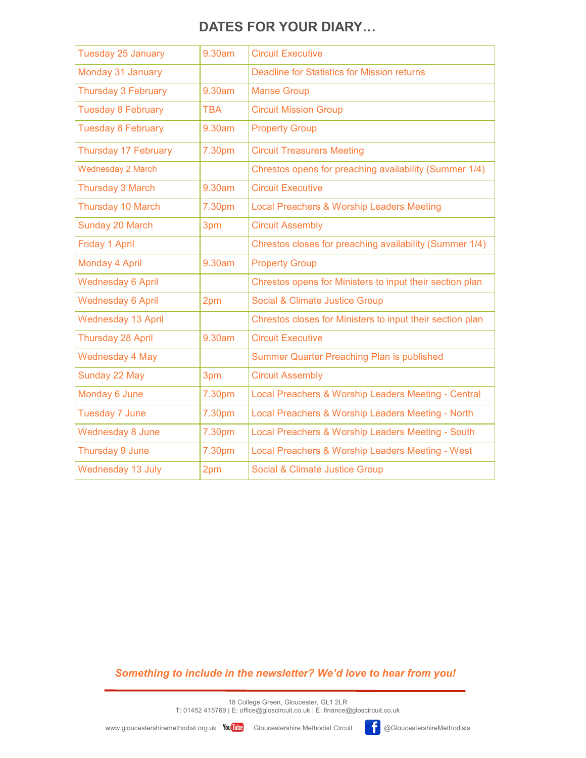# DATES FOR YOUR DIARY…

| Date | Time | Event |
|---|---|---|
| Tuesday 25 January | 9.30am | Circuit Executive |
| Monday 31 January | | Deadline for Statistics for Mission returns |
| Thursday 3 February | 9.30am | Manse Group |
| Tuesday 8 February | TBA | Circuit Mission Group |
| Tuesday 8 February | 9.30am | Property Group |
| Thursday 17 February | 7.30pm | Circuit Treasurers Meeting |
| Wednesday 2 March | | Chrestos opens for preaching availability (Summer 1/4) |
| Thursday 3 March | 9.30am | Circuit Executive |
| Thursday 10 March | 7.30pm | Local Preachers & Worship Leaders Meeting |
| Sunday 20 March | 3pm | Circuit Assembly |
| Friday 1 April | | Chrestos closes for preaching availability (Summer 1/4) |
| Monday 4 April | 9.30am | Property Group |
| Wednesday 6 April | | Chrestos opens for Ministers to input their section plan |
| Wednesday 6 April | 2pm | Social & Climate Justice Group |
| Wednesday 13 April | | Chrestos closes for Ministers to input their section plan |
| Thursday 28 April | 9.30am | Circuit Executive |
| Wednesday 4 May | | Summer Quarter Preaching Plan is published |
| Sunday 22 May | 3pm | Circuit Assembly |
| Monday 6 June | 7.30pm | Local Preachers & Worship Leaders Meeting - Central |
| Tuesday 7 June | 7.30pm | Local Preachers & Worship Leaders Meeting - North |
| Wednesday 8 June | 7.30pm | Local Preachers & Worship Leaders Meeting - South |
| Thursday 9 June | 7.30pm | Local Preachers & Worship Leaders Meeting - West |
| Wednesday 13 July | 2pm | Social & Climate Justice Group |

***Something to include in the newsletter? We'd love to hear from you!***

18 College Green, Gloucester, GL1 2LR
T: 01452 415769 | E: office@gloscircuit.co.uk | E: finance@gloscircuit.co.uk

www.gloucestershiremethodist.org.uk YouTube Gloucestershire Methodist Circuit Facebook @GloucestershireMethodists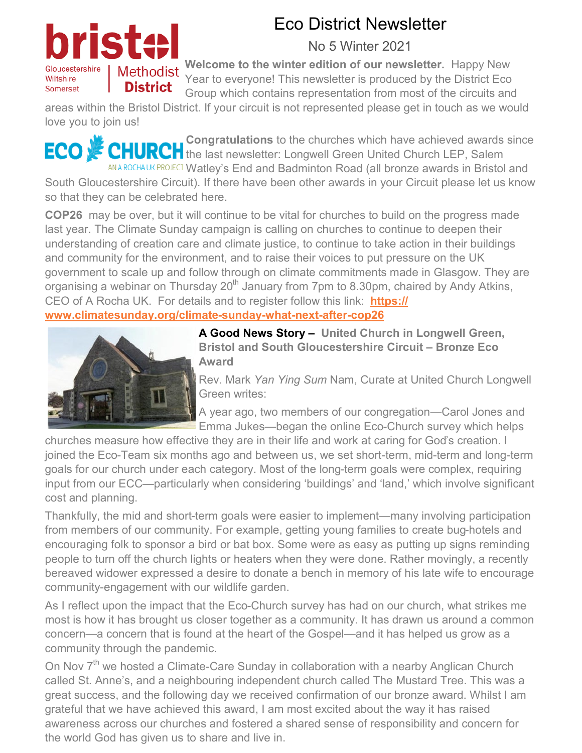# Eco District Newsletter

No 5 Winter 2021

**Welcome to the winter edition of our newsletter.** Happy New Year to everyone! This newsletter is produced by the District Eco Group which contains representation from most of the circuits and areas within the Bristol District. If your circuit is not represented please get in touch as we would love you to join us!

**Congratulations** to the churches which have achieved awards since the last newsletter: Longwell Green United Church LEP, Salem Watley's End and Badminton Road (all bronze awards in Bristol and South Gloucestershire Circuit). If there have been other awards in your Circuit please let us know so that they can be celebrated here.

**COP26** may be over, but it will continue to be vital for churches to build on the progress made last year. The Climate Sunday campaign is calling on churches to continue to deepen their understanding of creation care and climate justice, to continue to take action in their buildings and community for the environment, and to raise their voices to put pressure on the UK government to scale up and follow through on climate commitments made in Glasgow. They are organising a webinar on Thursday 20th January from 7pm to 8.30pm, chaired by Andy Atkins, CEO of A Rocha UK. For details and to register follow this link: **https://www.climatesunday.org/climate-sunday-what-next-after-cop26**

**A Good News Story – United Church in Longwell Green, Bristol and South Gloucestershire Circuit – Bronze Eco Award**

Rev. Mark *Yan Ying Sum* Nam, Curate at United Church Longwell Green writes:

A year ago, two members of our congregation—Carol Jones and Emma Jukes—began the online Eco-Church survey which helps churches measure how effective they are in their life and work at caring for God's creation. I joined the Eco-Team six months ago and between us, we set short-term, mid-term and long-term goals for our church under each category. Most of the long-term goals were complex, requiring input from our ECC—particularly when considering 'buildings' and 'land,' which involve significant cost and planning.

Thankfully, the mid and short-term goals were easier to implement—many involving participation from members of our community. For example, getting young families to create bug-hotels and encouraging folk to sponsor a bird or bat box. Some were as easy as putting up signs reminding people to turn off the church lights or heaters when they were done. Rather movingly, a recently bereaved widower expressed a desire to donate a bench in memory of his late wife to encourage community-engagement with our wildlife garden.

As I reflect upon the impact that the Eco-Church survey has had on our church, what strikes me most is how it has brought us closer together as a community. It has drawn us around a common concern—a concern that is found at the heart of the Gospel—and it has helped us grow as a community through the pandemic.

On Nov 7th we hosted a Climate-Care Sunday in collaboration with a nearby Anglican Church called St. Anne's, and a neighbouring independent church called The Mustard Tree. This was a great success, and the following day we received confirmation of our bronze award. Whilst I am grateful that we have achieved this award, I am most excited about the way it has raised awareness across our churches and fostered a shared sense of responsibility and concern for the world God has given us to share and live in.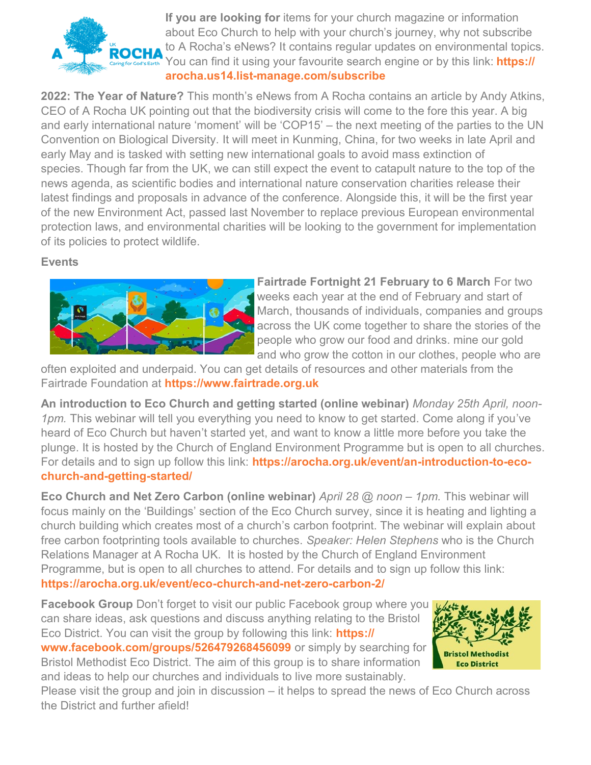**If you are looking for** items for your church magazine or information about Eco Church to help with your church's journey, why not subscribe to A Rocha's eNews? It contains regular updates on environmental topics. You can find it using your favourite search engine or by this link: **https://arocha.us14.list-manage.com/subscribe**

**2022: The Year of Nature?** This month's eNews from A Rocha contains an article by Andy Atkins, CEO of A Rocha UK pointing out that the biodiversity crisis will come to the fore this year. A big and early international nature 'moment' will be 'COP15' – the next meeting of the parties to the UN Convention on Biological Diversity. It will meet in Kunming, China, for two weeks in late April and early May and is tasked with setting new international goals to avoid mass extinction of species. Though far from the UK, we can still expect the event to catapult nature to the top of the news agenda, as scientific bodies and international nature conservation charities release their latest findings and proposals in advance of the conference. Alongside this, it will be the first year of the new Environment Act, passed last November to replace previous European environmental protection laws, and environmental charities will be looking to the government for implementation of its policies to protect wildlife.

**Events**

**Fairtrade Fortnight 21 February to 6 March** For two weeks each year at the end of February and start of March, thousands of individuals, companies and groups across the UK come together to share the stories of the people who grow our food and drinks. mine our gold and who grow the cotton in our clothes, people who are often exploited and underpaid. You can get details of resources and other materials from the Fairtrade Foundation at **https://www.fairtrade.org.uk**

**An introduction to Eco Church and getting started (online webinar)** *Monday 25th April, noon-1pm.* This webinar will tell you everything you need to know to get started. Come along if you've heard of Eco Church but haven't started yet, and want to know a little more before you take the plunge. It is hosted by the Church of England Environment Programme but is open to all churches. For details and to sign up follow this link: **https://arocha.org.uk/event/an-introduction-to-eco-church-and-getting-started/**

**Eco Church and Net Zero Carbon (online webinar)** *April 28 @ noon – 1pm.* This webinar will focus mainly on the 'Buildings' section of the Eco Church survey, since it is heating and lighting a church building which creates most of a church's carbon footprint. The webinar will explain about free carbon footprinting tools available to churches. *Speaker: Helen Stephens* who is the Church Relations Manager at A Rocha UK. It is hosted by the Church of England Environment Programme, but is open to all churches to attend. For details and to sign up follow this link: **https://arocha.org.uk/event/eco-church-and-net-zero-carbon-2/**

**Facebook Group** Don't forget to visit our public Facebook group where you can share ideas, ask questions and discuss anything relating to the Bristol Eco District. You can visit the group by following this link: **https://www.facebook.com/groups/526479268456099** or simply by searching for Bristol Methodist Eco District. The aim of this group is to share information and ideas to help our churches and individuals to live more sustainably. Please visit the group and join in discussion – it helps to spread the news of Eco Church across the District and further afield!